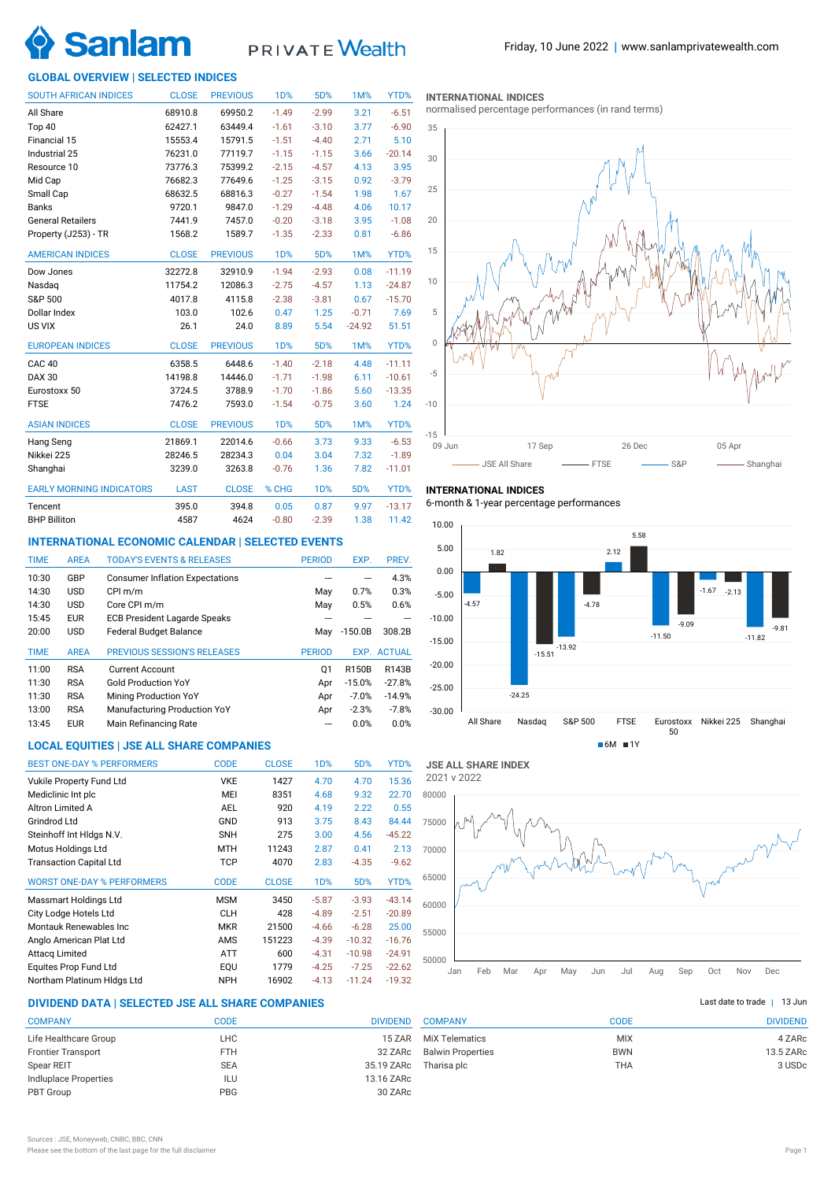Friday, 10 June 2022 | www.sanlamprivatewealth.com

## GLOBAL OVERVIEW | SELECTED INDICES

| SOUTH AFRICAN INDICES | CLOSE | PREVIOUS | 1D% | 5D% | 1M% | YTD% |
|---|---|---|---|---|---|---|
| All Share | 68910.8 | 69950.2 | -1.49 | -2.99 | 3.21 | -6.51 |
| Top 40 | 62427.1 | 63449.4 | -1.61 | -3.10 | 3.77 | -6.90 |
| Financial 15 | 15553.4 | 15791.5 | -1.51 | -4.40 | 2.71 | 5.10 |
| Industrial 25 | 76231.0 | 77119.7 | -1.15 | -1.15 | 3.66 | -20.14 |
| Resource 10 | 73776.3 | 75399.2 | -2.15 | -4.57 | 4.13 | 3.95 |
| Mid Cap | 76682.3 | 77649.6 | -1.25 | -3.15 | 0.92 | -3.79 |
| Small Cap | 68632.5 | 68816.3 | -0.27 | -1.54 | 1.98 | 1.67 |
| Banks | 9720.1 | 9847.0 | -1.29 | -4.48 | 4.06 | 10.17 |
| General Retailers | 7441.9 | 7457.0 | -0.20 | -3.18 | 3.95 | -1.08 |
| Property (J253) - TR | 1568.2 | 1589.7 | -1.35 | -2.33 | 0.81 | -6.86 |

| AMERICAN INDICES | CLOSE | PREVIOUS | 1D% | 5D% | 1M% | YTD% |
|---|---|---|---|---|---|---|
| Dow Jones | 32272.8 | 32910.9 | -1.94 | -2.93 | 0.08 | -11.19 |
| Nasdaq | 11754.2 | 12086.3 | -2.75 | -4.57 | 1.13 | -24.87 |
| S&P 500 | 4017.8 | 4115.8 | -2.38 | -3.81 | 0.67 | -15.70 |
| Dollar Index | 103.0 | 102.6 | 0.47 | 1.25 | -0.71 | 7.69 |
| US VIX | 26.1 | 24.0 | 8.89 | 5.54 | -24.92 | 51.51 |

| EUROPEAN INDICES | CLOSE | PREVIOUS | 1D% | 5D% | 1M% | YTD% |
|---|---|---|---|---|---|---|
| CAC 40 | 6358.5 | 6448.6 | -1.40 | -2.18 | 4.48 | -11.11 |
| DAX 30 | 14198.8 | 14446.0 | -1.71 | -1.98 | 6.11 | -10.61 |
| Eurostoxx 50 | 3724.5 | 3788.9 | -1.70 | -1.86 | 5.60 | -13.35 |
| FTSE | 7476.2 | 7593.0 | -1.54 | -0.75 | 3.60 | 1.24 |

| ASIAN INDICES | CLOSE | PREVIOUS | 1D% | 5D% | 1M% | YTD% |
|---|---|---|---|---|---|---|
| Hang Seng | 21869.1 | 22014.6 | -0.66 | 3.73 | 9.33 | -6.53 |
| Nikkei 225 | 28246.5 | 28234.3 | 0.04 | 3.04 | 7.32 | -1.89 |
| Shanghai | 3239.0 | 3263.8 | -0.76 | 1.36 | 7.82 | -11.01 |

| EARLY MORNING INDICATORS | LAST | CLOSE | % CHG | 1D% | 5D% | YTD% |
|---|---|---|---|---|---|---|
| Tencent | 395.0 | 394.8 | 0.05 | 0.87 | 9.97 | -13.17 |
| BHP Billiton | 4587 | 4624 | -0.80 | -2.39 | 1.38 | 11.42 |

## INTERNATIONAL INDICES

normalised percentage performances (in rand terms)

JSE All Share — FTSE — S&P — Shanghai

## INTERNATIONAL INDICES

6-month & 1-year percentage performances

| | 6M | 1Y |
|---|---|---|
| All Share | -4.57 | 1.82 |
| Nasdaq | -24.25 | -15.51 |
| S&P 500 | -13.92 | -4.78 |
| FTSE | 2.12 | 5.58 |
| Eurostoxx 50 | -11.50 | -9.09 |
| Nikkei 225 | -1.67 | -2.13 |
| Shanghai | -11.82 | -9.81 |

## INTERNATIONAL ECONOMIC CALENDAR | SELECTED EVENTS

| TIME | AREA | TODAY'S EVENTS & RELEASES | PERIOD | EXP. | PREV. |
|---|---|---|---|---|---|
| 10:30 | GBP | Consumer Inflation Expectations | --- | --- | 4.3% |
| 14:30 | USD | CPI m/m | May | 0.7% | 0.3% |
| 14:30 | USD | Core CPI m/m | May | 0.5% | 0.6% |
| 15:45 | EUR | ECB President Lagarde Speaks | --- | --- | --- |
| 20:00 | USD | Federal Budget Balance | May | -150.0B | 308.2B |

| TIME | AREA | PREVIOUS SESSION'S RELEASES | PERIOD | EXP. | ACTUAL |
|---|---|---|---|---|---|
| 11:00 | RSA | Current Account | Q1 | R150B | R143B |
| 11:30 | RSA | Gold Production YoY | Apr | -15.0% | -27.8% |
| 11:30 | RSA | Mining Production YoY | Apr | -7.0% | -14.9% |
| 13:00 | RSA | Manufacturing Production YoY | Apr | -2.3% | -7.8% |
| 13:45 | EUR | Main Refinancing Rate | --- | 0.0% | 0.0% |

## LOCAL EQUITIES | JSE ALL SHARE COMPANIES

| BEST ONE-DAY % PERFORMERS | CODE | CLOSE | 1D% | 5D% | YTD% |
|---|---|---|---|---|---|
| Vukile Property Fund Ltd | VKE | 1427 | 4.70 | 4.70 | 15.36 |
| Mediclinic Int plc | MEI | 8351 | 4.68 | 9.32 | 22.70 |
| Altron Limited A | AEL | 920 | 4.19 | 2.22 | 0.55 |
| Grindrod Ltd | GND | 913 | 3.75 | 8.43 | 84.44 |
| Steinhoff Int Hldgs N.V. | SNH | 275 | 3.00 | 4.56 | -45.22 |
| Motus Holdings Ltd | MTH | 11243 | 2.87 | 0.41 | 2.13 |
| Transaction Capital Ltd | TCP | 4070 | 2.83 | -4.35 | -9.62 |

| WORST ONE-DAY % PERFORMERS | CODE | CLOSE | 1D% | 5D% | YTD% |
|---|---|---|---|---|---|
| Massmart Holdings Ltd | MSM | 3450 | -5.87 | -3.93 | -43.14 |
| City Lodge Hotels Ltd | CLH | 428 | -4.89 | -2.51 | -20.89 |
| Montauk Renewables Inc | MKR | 21500 | -4.66 | -6.28 | 25.00 |
| Anglo American Plat Ltd | AMS | 151223 | -4.39 | -10.32 | -16.76 |
| Attacq Limited | ATT | 600 | -4.31 | -10.98 | -24.91 |
| Equites Prop Fund Ltd | EQU | 1779 | -4.25 | -7.25 | -22.62 |
| Northam Platinum Hldgs Ltd | NPH | 16902 | -4.13 | -11.24 | -19.32 |

## JSE ALL SHARE INDEX

2021 v 2022

## DIVIDEND DATA | SELECTED JSE ALL SHARE COMPANIES

Last date to trade | 13 Jun

| COMPANY | CODE | DIVIDEND |
|---|---|---|
| Life Healthcare Group | LHC | 15 ZAR |
| Frontier Transport | FTH | 32 ZARc |
| Spear REIT | SEA | 35.19 ZARc |
| Indluplace Properties | ILU | 13.16 ZARc |
| PBT Group | PBG | 30 ZARc |
| MiX Telematics | MIX | 4 ZARc |
| Balwin Properties | BWN | 13.5 ZARc |
| Tharisa plc | THA | 3 USDc |

Sources : JSE, Moneyweb, CNBC, BBC, CNN

Please see the bottom of the last page for the full disclaimer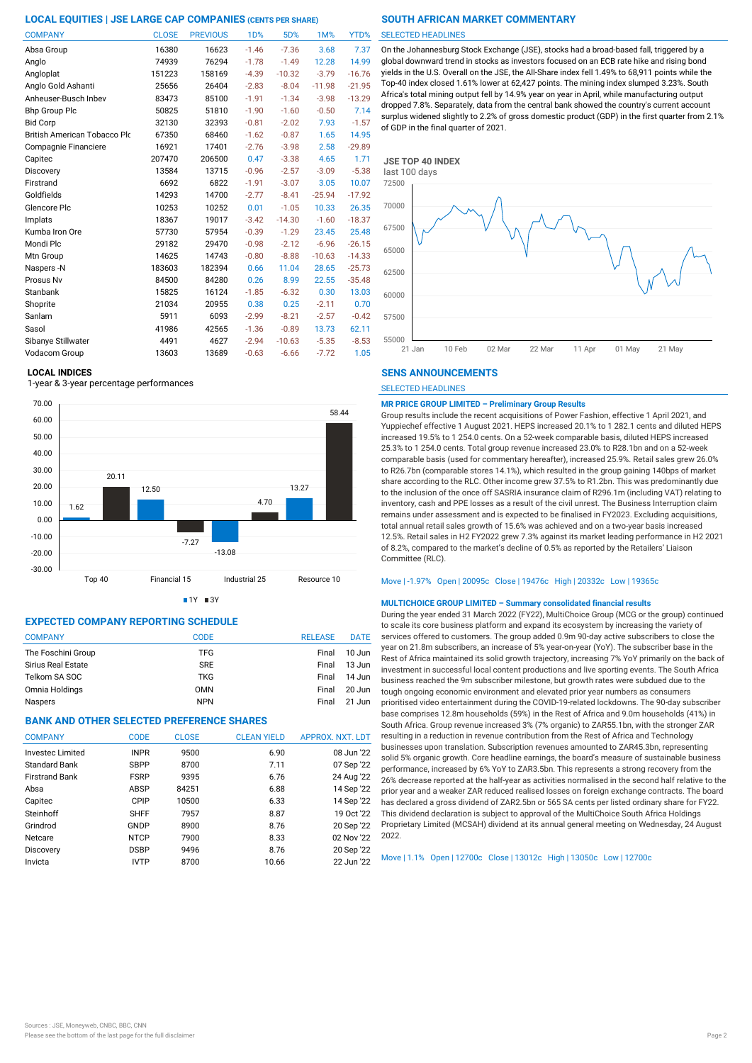## LOCAL EQUITIES | JSE LARGE CAP COMPANIES (CENTS PER SHARE)

| COMPANY | CLOSE | PREVIOUS | 1D% | 5D% | 1M% | YTD% |
|---|---|---|---|---|---|---|
| Absa Group | 16380 | 16623 | -1.46 | -7.36 | 3.68 | 7.37 |
| Anglo | 74939 | 76294 | -1.78 | -1.49 | 12.28 | 14.99 |
| Angloplat | 151223 | 158169 | -4.39 | -10.32 | -3.79 | -16.76 |
| Anglo Gold Ashanti | 25656 | 26404 | -2.83 | -8.04 | -11.98 | -21.95 |
| Anheuser-Busch Inbev | 83473 | 85100 | -1.91 | -1.34 | -3.98 | -13.29 |
| Bhp Group Plc | 50825 | 51810 | -1.90 | -1.60 | -0.50 | 7.14 |
| Bid Corp | 32130 | 32393 | -0.81 | -2.02 | 7.93 | -1.57 |
| British American Tobacco Plc | 67350 | 68460 | -1.62 | -0.87 | 1.65 | 14.95 |
| Compagnie Financiere | 16921 | 17401 | -2.76 | -3.98 | 2.58 | -29.89 |
| Capitec | 207470 | 206500 | 0.47 | -3.38 | 4.65 | 1.71 |
| Discovery | 13584 | 13715 | -0.96 | -2.57 | -3.09 | -5.38 |
| Firstrand | 6692 | 6822 | -1.91 | -3.07 | 3.05 | 10.07 |
| Goldfields | 14293 | 14700 | -2.77 | -8.41 | -25.94 | -17.92 |
| Glencore Plc | 10253 | 10252 | 0.01 | -1.05 | 10.33 | 26.35 |
| Implats | 18367 | 19017 | -3.42 | -14.30 | -1.60 | -18.37 |
| Kumba Iron Ore | 57730 | 57954 | -0.39 | -1.29 | 23.45 | 25.48 |
| Mondi Plc | 29182 | 29470 | -0.98 | -2.12 | -6.96 | -26.15 |
| Mtn Group | 14625 | 14743 | -0.80 | -8.88 | -10.63 | -14.33 |
| Naspers -N | 183603 | 182394 | 0.66 | 11.04 | 28.65 | -25.73 |
| Prosus Nv | 84500 | 84280 | 0.26 | 8.99 | 22.55 | -35.48 |
| Stanbank | 15825 | 16124 | -1.85 | -6.32 | 0.30 | 13.03 |
| Shoprite | 21034 | 20955 | 0.38 | 0.25 | -2.11 | 0.70 |
| Sanlam | 5911 | 6093 | -2.99 | -8.21 | -2.57 | -0.42 |
| Sasol | 41986 | 42565 | -1.36 | -0.89 | 13.73 | 62.11 |
| Sibanye Stillwater | 4491 | 4627 | -2.94 | -10.63 | -5.35 | -8.53 |
| Vodacom Group | 13603 | 13689 | -0.63 | -6.66 | -7.72 | 1.05 |

### LOCAL INDICES

1-year & 3-year percentage performances

| Index | 1Y | 3Y |
|---|---|---|
| Top 40 | 1.62 | 20.11 |
| Financial 15 | 12.50 | -7.27 |
| Industrial 25 | -13.08 | 4.70 |
| Resource 10 | 13.27 | 58.44 |

## EXPECTED COMPANY REPORTING SCHEDULE

| COMPANY | CODE | RELEASE | DATE |
|---|---|---|---|
| The Foschini Group | TFG | Final | 10 Jun |
| Sirius Real Estate | SRE | Final | 13 Jun |
| Telkom SA SOC | TKG | Final | 14 Jun |
| Omnia Holdings | OMN | Final | 20 Jun |
| Naspers | NPN | Final | 21 Jun |

## BANK AND OTHER SELECTED PREFERENCE SHARES

| COMPANY | CODE | CLOSE | CLEAN YIELD | APPROX. NXT. LDT |
|---|---|---|---|---|
| Investec Limited | INPR | 9500 | 6.90 | 08 Jun '22 |
| Standard Bank | SBPP | 8700 | 7.11 | 07 Sep '22 |
| Firstrand Bank | FSRP | 9395 | 6.76 | 24 Aug '22 |
| Absa | ABSP | 84251 | 6.88 | 14 Sep '22 |
| Capitec | CPIP | 10500 | 6.33 | 14 Sep '22 |
| Steinhoff | SHFF | 7957 | 8.87 | 19 Oct '22 |
| Grindrod | GNDP | 8900 | 8.76 | 20 Sep '22 |
| Netcare | NTCP | 7900 | 8.33 | 02 Nov '22 |
| Discovery | DSBP | 9496 | 8.76 | 20 Sep '22 |
| Invicta | IVTP | 8700 | 10.66 | 22 Jun '22 |

## SOUTH AFRICAN MARKET COMMENTARY

SELECTED HEADLINES

On the Johannesburg Stock Exchange (JSE), stocks had a broad-based fall, triggered by a global downward trend in stocks as investors focused on an ECB rate hike and rising bond yields in the U.S. Overall on the JSE, the All-Share index fell 1.49% to 68,911 points while the Top-40 index closed 1.61% lower at 62,427 points. The mining index slumped 3.23%. South Africa's total mining output fell by 14.9% year on year in April, while manufacturing output dropped 7.8%. Separately, data from the central bank showed the country's current account surplus widened slightly to 2.2% of gross domestic product (GDP) in the first quarter from 2.1% of GDP in the final quarter of 2021.

### JSE TOP 40 INDEX

last 100 days

## SENS ANNOUNCEMENTS

SELECTED HEADLINES

**MR PRICE GROUP LIMITED – Preliminary Group Results**

Group results include the recent acquisitions of Power Fashion, effective 1 April 2021, and Yuppiechef effective 1 August 2021. HEPS increased 20.1% to 1 282.1 cents and diluted HEPS increased 19.5% to 1 254.0 cents. On a 52-week comparable basis, diluted HEPS increased 25.3% to 1 254.0 cents. Total group revenue increased 23.0% to R28.1bn and on a 52-week comparable basis (used for commentary hereafter), increased 25.9%. Retail sales grew 26.0% to R26.7bn (comparable stores 14.1%), which resulted in the group gaining 140bps of market share according to the RLC. Other income grew 37.5% to R1.2bn. This was predominantly due to the inclusion of the once off SASRIA insurance claim of R296.1m (including VAT) relating to inventory, cash and PPE losses as a result of the civil unrest. The Business Interruption claim remains under assessment and is expected to be finalised in FY2023. Excluding acquisitions, total annual retail sales growth of 15.6% was achieved and on a two-year basis increased 12.5%. Retail sales in H2 FY2022 grew 7.3% against its market leading performance in H2 2021 of 8.2%, compared to the market's decline of 0.5% as reported by the Retailers' Liaison Committee (RLC).

Move | -1.97% Open | 20095c Close | 19476c High | 20332c Low | 19365c

**MULTICHOICE GROUP LIMITED – Summary consolidated financial results**

During the year ended 31 March 2022 (FY22), MultiChoice Group (MCG or the group) continued to scale its core business platform and expand its ecosystem by increasing the variety of services offered to customers. The group added 0.9m 90-day active subscribers to close the year on 21.8m subscribers, an increase of 5% year-on-year (YoY). The subscriber base in the Rest of Africa maintained its solid growth trajectory, increasing 7% YoY primarily on the back of investment in successful local content productions and live sporting events. The South Africa business reached the 9m subscriber milestone, but growth rates were subdued due to the tough ongoing economic environment and elevated prior year numbers as consumers prioritised video entertainment during the COVID-19-related lockdowns. The 90-day subscriber base comprises 12.8m households (59%) in the Rest of Africa and 9.0m households (41%) in South Africa. Group revenue increased 3% (7% organic) to ZAR55.1bn, with the stronger ZAR resulting in a reduction in revenue contribution from the Rest of Africa and Technology businesses upon translation. Subscription revenues amounted to ZAR45.3bn, representing solid 5% organic growth. Core headline earnings, the board's measure of sustainable business performance, increased by 6% YoY to ZAR3.5bn. This represents a strong recovery from the 26% decrease reported at the half-year as activities normalised in the second half relative to the prior year and a weaker ZAR reduced realised losses on foreign exchange contracts. The board has declared a gross dividend of ZAR2.5bn or 565 SA cents per listed ordinary share for FY22. This dividend declaration is subject to approval of the MultiChoice South Africa Holdings Proprietary Limited (MCSAH) dividend at its annual general meeting on Wednesday, 24 August 2022.

Move | 1.1% Open | 12700c Close | 13012c High | 13050c Low | 12700c

Sources : JSE, Moneyweb, CNBC, BBC, CNN

Please see the bottom of the last page for the full disclaimer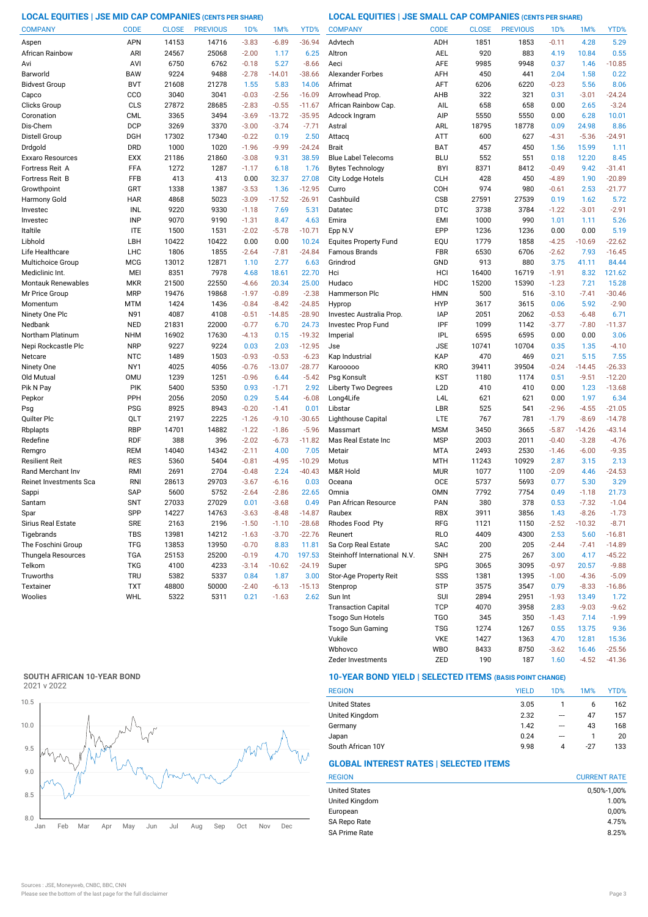## LOCAL EQUITIES | JSE MID CAP COMPANIES (CENTS PER SHARE)

| COMPANY | CODE | CLOSE | PREVIOUS | 1D% | 1M% | YTD% |
|---|---|---|---|---|---|---|
| Aspen | APN | 14153 | 14716 | -3.83 | -6.89 | -36.94 |
| African Rainbow | ARI | 24567 | 25068 | -2.00 | 1.17 | 6.25 |
| Avi | AVI | 6750 | 6762 | -0.18 | 5.27 | -8.66 |
| Barworld | BAW | 9224 | 9488 | -2.78 | -14.01 | -38.66 |
| Bidvest Group | BVT | 21608 | 21278 | 1.55 | 5.83 | 14.06 |
| Capco | CCO | 3040 | 3041 | -0.03 | -2.56 | -16.09 |
| Clicks Group | CLS | 27872 | 28685 | -2.83 | -0.55 | -11.67 |
| Coronation | CML | 3365 | 3494 | -3.69 | -13.72 | -35.95 |
| Dis-Chem | DCP | 3269 | 3370 | -3.00 | -3.74 | -7.71 |
| Distell Group | DGH | 17302 | 17340 | -0.22 | 0.19 | 2.50 |
| Drdgold | DRD | 1000 | 1020 | -1.96 | -9.99 | -24.24 |
| Exxaro Resources | EXX | 21186 | 21860 | -3.08 | 9.31 | 38.59 |
| Fortress Reit A | FFA | 1272 | 1287 | -1.17 | 6.18 | 1.76 |
| Fortress Reit B | FFB | 413 | 413 | 0.00 | 32.37 | 27.08 |
| Growthpoint | GRT | 1338 | 1387 | -3.53 | 1.36 | -12.95 |
| Harmony Gold | HAR | 4868 | 5023 | -3.09 | -17.52 | -26.91 |
| Investec | INL | 9220 | 9330 | -1.18 | 7.69 | 5.31 |
| Investec | INP | 9070 | 9190 | -1.31 | 8.47 | 4.63 |
| Italtile | ITE | 1500 | 1531 | -2.02 | -5.78 | -10.71 |
| Libhold | LBH | 10422 | 10422 | 0.00 | 0.00 | 10.24 |
| Life Healthcare | LHC | 1806 | 1855 | -2.64 | -7.81 | -24.84 |
| Multichoice Group | MCG | 13012 | 12871 | 1.10 | 2.77 | 6.63 |
| Mediclinic Int. | MEI | 8351 | 7978 | 4.68 | 18.61 | 22.70 |
| Montauk Renewables | MKR | 21500 | 22550 | -4.66 | 20.34 | 25.00 |
| Mr Price Group | MRP | 19476 | 19868 | -1.97 | -0.89 | -2.38 |
| Momentum | MTM | 1424 | 1436 | -0.84 | -8.42 | -24.85 |
| Ninety One Plc | N91 | 4087 | 4108 | -0.51 | -14.85 | -28.90 |
| Nedbank | NED | 21831 | 22000 | -0.77 | 6.70 | 24.73 |
| Northam Platinum | NHM | 16902 | 17630 | -4.13 | 0.15 | -19.32 |
| Nepi Rockcastle Plc | NRP | 9227 | 9224 | 0.03 | 2.03 | -12.95 |
| Netcare | NTC | 1489 | 1503 | -0.93 | -0.53 | -6.23 |
| Ninety One | NY1 | 4025 | 4056 | -0.76 | -13.07 | -28.77 |
| Old Mutual | OMU | 1239 | 1251 | -0.96 | 6.44 | -5.42 |
| Pik N Pay | PIK | 5400 | 5350 | 0.93 | -1.71 | 2.92 |
| Pepkor | PPH | 2056 | 2050 | 0.29 | 5.44 | -6.08 |
| Psg | PSG | 8925 | 8943 | -0.20 | -1.41 | 0.01 |
| Quilter Plc | QLT | 2197 | 2225 | -1.26 | -9.10 | -30.65 |
| Rbplapts | RBP | 14701 | 14882 | -1.22 | -1.86 | -5.96 |
| Redefine | RDF | 388 | 396 | -2.02 | -6.73 | -11.82 |
| Remgro | REM | 14040 | 14342 | -2.11 | 4.00 | 7.05 |
| Resilient Reit | RES | 5360 | 5404 | -0.81 | -4.95 | -10.29 |
| Rand Merchant Inv | RMI | 2691 | 2704 | -0.48 | 2.24 | -40.43 |
| Reinet Investments Sca | RNI | 28613 | 29703 | -3.67 | -6.16 | 0.03 |
| Sappi | SAP | 5600 | 5752 | -2.64 | -2.86 | 22.65 |
| Santam | SNT | 27033 | 27029 | 0.01 | -3.68 | 0.49 |
| Spar | SPP | 14227 | 14763 | -3.63 | -8.48 | -14.87 |
| Sirius Real Estate | SRE | 2163 | 2196 | -1.50 | -1.10 | -28.68 |
| Tigebrands | TBS | 13981 | 14212 | -1.63 | -3.70 | -22.76 |
| The Foschini Group | TFG | 13853 | 13950 | -0.70 | 8.83 | 11.81 |
| Thungela Resources | TGA | 25153 | 25200 | -0.19 | 4.70 | 197.53 |
| Telkom | TKG | 4100 | 4233 | -3.14 | -10.62 | -24.19 |
| Truworths | TRU | 5382 | 5337 | 0.84 | 1.87 | 3.00 |
| Textainer | TXT | 48800 | 50000 | -2.40 | -6.13 | -15.13 |
| Woolies | WHL | 5322 | 5311 | 0.21 | -1.63 | 2.62 |

## LOCAL EQUITIES | JSE SMALL CAP COMPANIES (CENTS PER SHARE)

| COMPANY | CODE | CLOSE | PREVIOUS | 1D% | 1M% | YTD% |
|---|---|---|---|---|---|---|
| Advtech | ADH | 1851 | 1853 | -0.11 | 4.28 | 5.29 |
| Altron | AEL | 920 | 883 | 4.19 | 10.84 | 0.55 |
| Aeci | AFE | 9985 | 9948 | 0.37 | 1.46 | -10.85 |
| Alexander Forbes | AFH | 450 | 441 | 2.04 | 1.58 | 0.22 |
| Afrimat | AFT | 6206 | 6220 | -0.23 | 5.56 | 8.06 |
| Arrowhead Prop. | AHB | 322 | 321 | 0.31 | -3.01 | -24.24 |
| African Rainbow Cap. | AIL | 658 | 658 | 0.00 | 2.65 | -3.24 |
| Adcock Ingram | AIP | 5550 | 5550 | 0.00 | 6.28 | 10.01 |
| Astral | ARL | 18795 | 18778 | 0.09 | 24.98 | 8.86 |
| Attacq | ATT | 600 | 627 | -4.31 | -5.36 | -24.91 |
| Brait | BAT | 457 | 450 | 1.56 | 15.99 | 1.11 |
| Blue Label Telecoms | BLU | 552 | 551 | 0.18 | 12.20 | 8.45 |
| Bytes Technology | BYI | 8371 | 8412 | -0.49 | 9.42 | -31.41 |
| City Lodge Hotels | CLH | 428 | 450 | -4.89 | 1.90 | -20.89 |
| Curro | COH | 974 | 980 | -0.61 | 2.53 | -21.77 |
| Cashbuild | CSB | 27591 | 27539 | 0.19 | 1.62 | 5.72 |
| Datatec | DTC | 3738 | 3784 | -1.22 | -3.01 | -2.91 |
| Emira | EMI | 1000 | 990 | 1.01 | 1.11 | 5.26 |
| Epp N.V | EPP | 1236 | 1236 | 0.00 | 0.00 | 5.19 |
| Equites Property Fund | EQU | 1779 | 1858 | -4.25 | -10.69 | -22.62 |
| Famous Brands | FBR | 6530 | 6706 | -2.62 | 7.93 | -16.45 |
| Grindrod | GND | 913 | 880 | 3.75 | 41.11 | 84.44 |
| Hci | HCI | 16400 | 16719 | -1.91 | 8.32 | 121.62 |
| Hudaco | HDC | 15200 | 15390 | -1.23 | 7.21 | 15.28 |
| Hammerson Plc | HMN | 500 | 516 | -3.10 | -7.41 | -30.46 |
| Hyprop | HYP | 3617 | 3615 | 0.06 | 5.92 | -2.90 |
| Investec Australia Prop. | IAP | 2051 | 2062 | -0.53 | -6.48 | 6.71 |
| Investec Prop Fund | IPF | 1099 | 1142 | -3.77 | -7.80 | -11.37 |
| Imperial | IPL | 6595 | 6595 | 0.00 | 0.00 | 3.06 |
| Jse | JSE | 10741 | 10704 | 0.35 | 1.35 | -4.10 |
| Kap Industrial | KAP | 470 | 469 | 0.21 | 5.15 | 7.55 |
| Karooooo | KRO | 39411 | 39504 | -0.24 | -14.45 | -26.33 |
| Psg Konsult | KST | 1180 | 1174 | 0.51 | -9.51 | -12.20 |
| Liberty Two Degrees | L2D | 410 | 410 | 0.00 | 1.23 | -13.68 |
| Long4Life | L4L | 621 | 621 | 0.00 | 1.97 | 6.34 |
| Libstar | LBR | 525 | 541 | -2.96 | -4.55 | -21.05 |
| Lighthouse Capital | LTE | 767 | 781 | -1.79 | -8.69 | -14.78 |
| Massmart | MSM | 3450 | 3665 | -5.87 | -14.26 | -43.14 |
| Mas Real Estate Inc | MSP | 2003 | 2011 | -0.40 | -3.28 | -4.76 |
| Metair | MTA | 2493 | 2530 | -1.46 | -6.00 | -9.35 |
| Motus | MTH | 11243 | 10929 | 2.87 | 3.15 | 2.13 |
| M&R Hold | MUR | 1077 | 1100 | -2.09 | 4.46 | -24.53 |
| Oceana | OCE | 5737 | 5693 | 0.77 | 5.30 | 3.29 |
| Omnia | OMN | 7792 | 7754 | 0.49 | -1.18 | 21.73 |
| Pan African Resource | PAN | 380 | 378 | 0.53 | -7.32 | -1.04 |
| Raubex | RBX | 3911 | 3856 | 1.43 | -8.26 | -1.73 |
| Rhodes Food Pty | RFG | 1121 | 1150 | -2.52 | -10.32 | -8.71 |
| Reunert | RLO | 4409 | 4300 | 2.53 | 5.60 | -16.81 |
| Sa Corp Real Estate | SAC | 200 | 205 | -2.44 | -7.41 | -14.89 |
| Steinhoff International N.V. | SNH | 275 | 267 | 3.00 | 4.17 | -45.22 |
| Super | SPG | 3065 | 3095 | -0.97 | 20.57 | -9.88 |
| Stor-Age Property Reit | SSS | 1381 | 1395 | -1.00 | -4.36 | -5.09 |
| Stenprop | STP | 3575 | 3547 | 0.79 | -8.33 | -16.86 |
| Sun Int | SUI | 2894 | 2951 | -1.93 | 13.49 | 1.72 |
| Transaction Capital | TCP | 4070 | 3958 | 2.83 | -9.03 | -9.62 |
| Tsogo Sun Hotels | TGO | 345 | 350 | -1.43 | 7.14 | -1.99 |
| Tsogo Sun Gaming | TSG | 1274 | 1267 | 0.55 | 13.75 | 9.36 |
| Vukile | VKE | 1427 | 1363 | 4.70 | 12.81 | 15.36 |
| Wbhovco | WBO | 8433 | 8750 | -3.62 | 16.46 | -25.56 |
| Zeder Investments | ZED | 190 | 187 | 1.60 | -4.52 | -41.36 |

**SOUTH AFRICAN 10-YEAR BOND**
2021 v 2022

## 10-YEAR BOND YIELD | SELECTED ITEMS (BASIS POINT CHANGE)

| REGION | YIELD | 1D% | 1M% | YTD% |
|---|---|---|---|---|
| United States | 3.05 | 1 | 6 | 162 |
| United Kingdom | 2.32 | --- | 47 | 157 |
| Germany | 1.42 | --- | 43 | 168 |
| Japan | 0.24 | --- | 1 | 20 |
| South African 10Y | 9.98 | 4 | -27 | 133 |

## GLOBAL INTEREST RATES | SELECTED ITEMS

| REGION | CURRENT RATE |
|---|---|
| United States | 0,50%-1,00% |
| United Kingdom | 1.00% |
| European | 0,00% |
| SA Repo Rate | 4.75% |
| SA Prime Rate | 8.25% |

Sources : JSE, Moneyweb, CNBC, BBC, CNN
Please see the bottom of the last page for the full disclaimer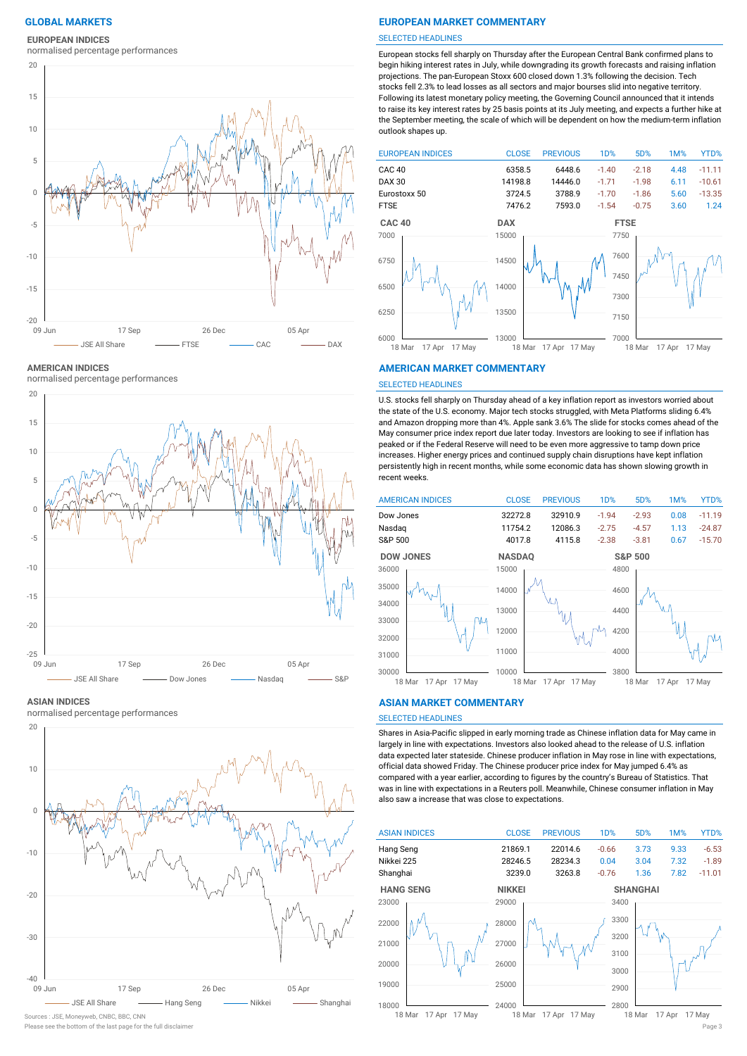# GLOBAL MARKETS

## EUROPEAN INDICES

normalised percentage performances

JSE All Share — FTSE — CAC — DAX

## AMERICAN INDICES

normalised percentage performances

JSE All Share — Dow Jones — Nasdaq — S&P

## ASIAN INDICES

normalised percentage performances

JSE All Share — Hang Seng — Nikkei — Shanghai

Sources : JSE, Moneyweb, CNBC, BBC, CNN

Please see the bottom of the last page for the full disclaimer

# EUROPEAN MARKET COMMENTARY

SELECTED HEADLINES

European stocks fell sharply on Thursday after the European Central Bank confirmed plans to begin hiking interest rates in July, while downgrading its growth forecasts and raising inflation projections. The pan-European Stoxx 600 closed down 1.3% following the decision. Tech stocks fell 2.3% to lead losses as all sectors and major bourses slid into negative territory. Following its latest monetary policy meeting, the Governing Council announced that it intends to raise its key interest rates by 25 basis points at its July meeting, and expects a further hike at the September meeting, the scale of which will be dependent on how the medium-term inflation outlook shapes up.

| EUROPEAN INDICES | CLOSE | PREVIOUS | 1D% | 5D% | 1M% | YTD% |
|---|---|---|---|---|---|---|
| CAC 40 | 6358.5 | 6448.6 | -1.40 | -2.18 | 4.48 | -11.11 |
| DAX 30 | 14198.8 | 14446.0 | -1.71 | -1.98 | 6.11 | -10.61 |
| Eurostoxx 50 | 3724.5 | 3788.9 | -1.70 | -1.86 | 5.60 | -13.35 |
| FTSE | 7476.2 | 7593.0 | -1.54 | -0.75 | 3.60 | 1.24 |

CAC 40 — DAX — FTSE

# AMERICAN MARKET COMMENTARY

SELECTED HEADLINES

U.S. stocks fell sharply on Thursday ahead of a key inflation report as investors worried about the state of the U.S. economy. Major tech stocks struggled, with Meta Platforms sliding 6.4% and Amazon dropping more than 4%. Apple sank 3.6% The slide for stocks comes ahead of the May consumer price index report due later today. Investors are looking to see if inflation has peaked or if the Federal Reserve will need to be even more aggressive to tamp down price increases. Higher energy prices and continued supply chain disruptions have kept inflation persistently high in recent months, while some economic data has shown slowing growth in recent weeks.

| AMERICAN INDICES | CLOSE | PREVIOUS | 1D% | 5D% | 1M% | YTD% |
|---|---|---|---|---|---|---|
| Dow Jones | 32272.8 | 32910.9 | -1.94 | -2.93 | 0.08 | -11.19 |
| Nasdaq | 11754.2 | 12086.3 | -2.75 | -4.57 | 1.13 | -24.87 |
| S&P 500 | 4017.8 | 4115.8 | -2.38 | -3.81 | 0.67 | -15.70 |

DOW JONES — NASDAQ — S&P 500

# ASIAN MARKET COMMENTARY

SELECTED HEADLINES

Shares in Asia-Pacific slipped in early morning trade as Chinese inflation data for May came in largely in line with expectations. Investors also looked ahead to the release of U.S. inflation data expected later stateside. Chinese producer inflation in May rose in line with expectations, official data showed Friday. The Chinese producer price index for May jumped 6.4% as compared with a year earlier, according to figures by the country's Bureau of Statistics. That was in line with expectations in a Reuters poll. Meanwhile, Chinese consumer inflation in May also saw a increase that was close to expectations.

| ASIAN INDICES | CLOSE | PREVIOUS | 1D% | 5D% | 1M% | YTD% |
|---|---|---|---|---|---|---|
| Hang Seng | 21869.1 | 22014.6 | -0.66 | 3.73 | 9.33 | -6.53 |
| Nikkei 225 | 28246.5 | 28234.3 | 0.04 | 3.04 | 7.32 | -1.89 |
| Shanghai | 3239.0 | 3263.8 | -0.76 | 1.36 | 7.82 | -11.01 |

HANG SENG — NIKKEI — SHANGHAI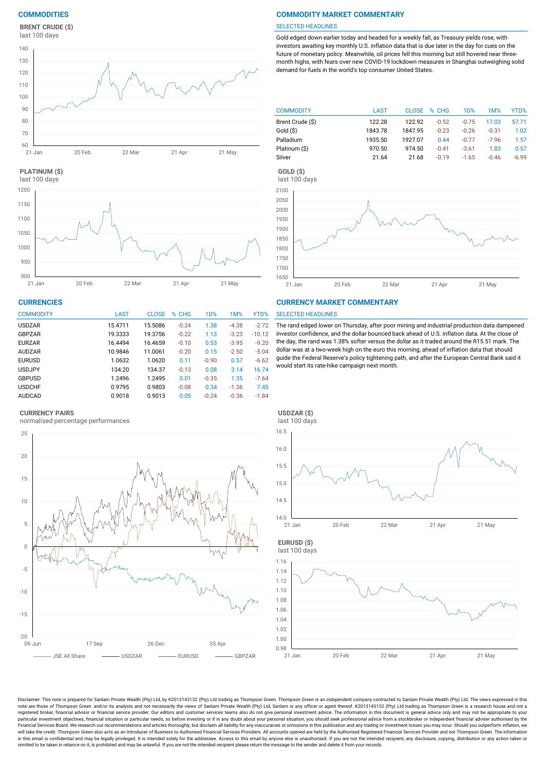## COMMODITIES

**BRENT CRUDE ($)**
last 100 days

140
130
120
110
100
90
80
70
60
21 Jan
20 Feb
22 Mar
21 Apr
21 May

**PLATINUM ($)**
last 100 days

1200
1150
1100
1050
1000
950
900
21 Jan
20 Feb
22 Mar
21 Apr
21 May

## COMMODITY MARKET COMMENTARY

SELECTED HEADLINES

Gold edged down earlier today and headed for a weekly fall, as Treasury yields rose, with investors awaiting key monthly U.S. inflation data that is due later in the day for cues on the future of monetary policy. Meanwhile, oil prices fell this morning but still hovered near three-month highs, with fears over new COVID-19 lockdown measures in Shanghai outweighing solid demand for fuels in the world's top consumer United States.

| COMMODITY | LAST | CLOSE | % CHG | 1D% | 1M% | YTD% |
|---|---|---|---|---|---|---|
| Brent Crude ($) | 122.28 | 122.92 | -0.52 | -0.75 | 17.03 | 57.71 |
| Gold ($) | 1843.78 | 1847.95 | -0.23 | -0.26 | -0.31 | 1.02 |
| Palladium | 1935.50 | 1927.07 | 0.44 | -0.77 | -7.96 | 1.57 |
| Platinum ($) | 970.50 | 974.50 | -0.41 | -3.61 | 1.83 | 0.57 |
| Silver | 21.64 | 21.68 | -0.19 | -1.65 | -0.46 | -6.99 |

**GOLD ($)**
last 100 days

2100
2050
2000
1950
1900
1850
1800
1750
1700
1650
21 Jan
20 Feb
22 Mar
21 Apr
21 May

## CURRENCIES

| COMMODITY | LAST | CLOSE | % CHG | 1D% | 1M% | YTD% |
|---|---|---|---|---|---|---|
| USDZAR | 15.4711 | 15.5086 | -0.24 | 1.38 | -4.38 | -2.72 |
| GBPZAR | 19.3333 | 19.3756 | -0.22 | 1.13 | -3.23 | -10.12 |
| EURZAR | 16.4494 | 16.4659 | -0.10 | 0.53 | -3.95 | -9.20 |
| AUDZAR | 10.9846 | 11.0061 | -0.20 | 0.15 | -2.50 | -5.04 |
| EURUSD | 1.0632 | 1.0620 | 0.11 | -0.90 | 0.57 | -6.62 |
| USDJPY | 134.20 | 134.37 | -0.13 | 0.08 | 3.14 | 16.74 |
| GBPUSD | 1.2496 | 1.2495 | 0.01 | -0.35 | 1.35 | -7.64 |
| USDCHF | 0.9795 | 0.9803 | -0.08 | 0.34 | -1.36 | 7.45 |
| AUDCAD | 0.9018 | 0.9013 | 0.05 | -0.24 | -0.36 | -1.84 |

## CURRENCY MARKET COMMENTARY

SELECTED HEADLINES

The rand edged lower on Thursday, after poor mining and industrial production data dampened investor confidence, and the dollar bounced back ahead of U.S. inflation data. At the close of the day, the rand was 1.38% softer versus the dollar as it traded around the R15.51 mark. The dollar was at a two-week high on the euro this morning, ahead of inflation data that should guide the Federal Reserve's policy tightening path, and after the European Central Bank said it would start its rate-hike campaign next month.

**CURRENCY PAIRS**
normalised percentage performances

25
20
15
10
5
0
-5
-10
-15
-20
09 Jun
17 Sep
26 Dec
05 Apr
JSE All Share
USDZAR
EURUSD
GBPZAR

**USDZAR ($)**
last 100 days

16.5
16.0
15.5
15.0
14.5
14.0
21 Jan
20 Feb
22 Mar
21 Apr
21 May

**EURUSD ($)**
last 100 days

1.16
1.14
1.12
1.10
1.08
1.06
1.04
1.02
1.00
0.98
21 Jan
20 Feb
22 Mar
21 Apr
21 May

Disclaimer: This note is prepared for Sanlam Private Wealth (Pty) Ltd, by K2013143132 (Pty) Ltd trading as Thompson Green. Thompson Green is an independent company contracted to Sanlam Private Wealth (Pty) Ltd. The views expressed in this note are those of Thompson Green and/or its analysts and not necessarily the views of Sanlam Private Wealth (Pty) Ltd, Sanlam or any officer or agent thereof. K2013143132 (Pty) Ltd trading as Thompson Green is a research house and not a registered broker, financial advisor or financial service provider. Our editors and customer services teams also do not give personal investment advice. The information in this document is general advice only and may not be appropriate to your particular investment objectives, financial situation or particular needs, so before investing or if in any doubt about your personal situation, you should seek professional advice from a stockbroker or independent financial adviser authorised by the Financial Services Board. We research our recommendations and articles thoroughly, but disclaim all liability for any inaccuracies or omissions in this publication and any trading or investment losses you may incur. Should you outperform inflation, we will take the credit. Thompson Green also acts as an Introducer of Business to Authorised Financial Services Providers. All accounts opened are held by the Authorised Registered Financial Services Provider and not Thompson Green. The information in this email is confidential and may be legally privileged. It is intended solely for the addressee. Access to this email by anyone else is unauthorised. If you are not the intended recipient, any disclosure, copying, distribution or any action taken or omitted to be taken in reliance on it, is prohibited and may be unlawful. If you are not the intended recipient please return the message to the sender and delete it from your records.